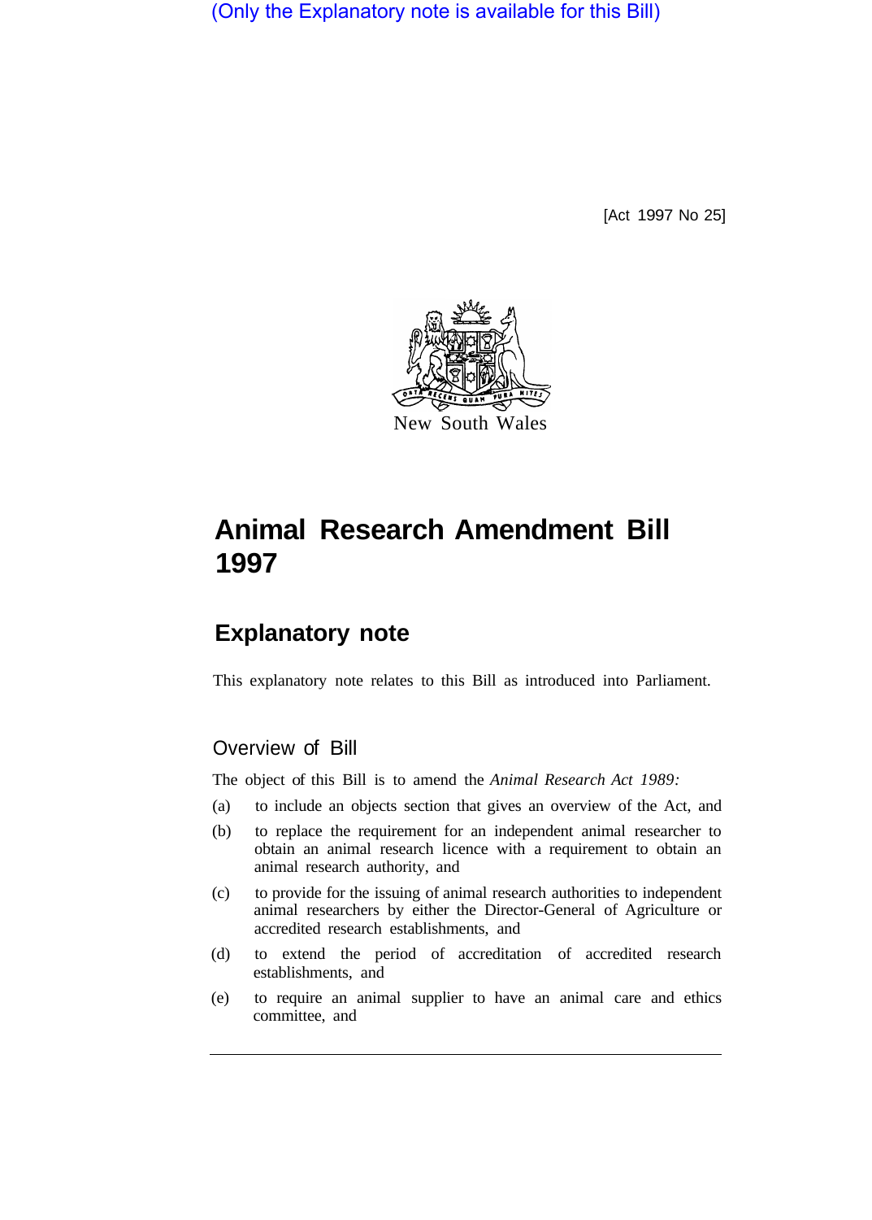(Only the Explanatory note is available for this Bill)

[Act 1997 No 25]

New South Wales

# Animal Research Amendment Bill 1997

## Explanatory note

This explanatory note relates to this Bill as introduced into Parliament.

### Overview of Bill

The object of this Bill is to amend the *Animal Research Act 1989:*

(a) to include an objects section that gives an overview of the Act, and

(b) to replace the requirement for an independent animal researcher to obtain an animal research licence with a requirement to obtain an animal research authority, and

(c) to provide for the issuing of animal research authorities to independent animal researchers by either the Director-General of Agriculture or accredited research establishments, and

(d) to extend the period of accreditation of accredited research establishments, and

(e) to require an animal supplier to have an animal care and ethics committee, and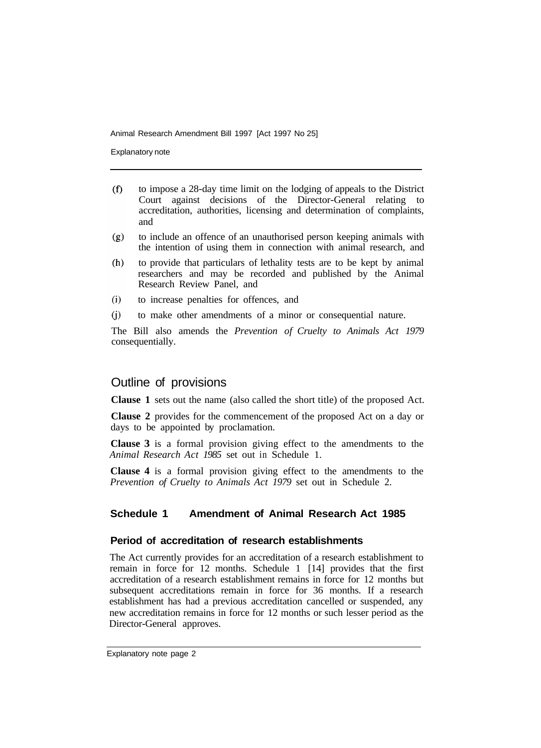(f) to impose a 28-day time limit on the lodging of appeals to the District Court against decisions of the Director-General relating to accreditation, authorities, licensing and determination of complaints, and

(g) to include an offence of an unauthorised person keeping animals with the intention of using them in connection with animal research, and

(h) to provide that particulars of lethality tests are to be kept by animal researchers and may be recorded and published by the Animal Research Review Panel, and

(i) to increase penalties for offences, and

(j) to make other amendments of a minor or consequential nature.

The Bill also amends the *Prevention of Cruelty to Animals Act 1979* consequentially.

## Outline of provisions

**Clause 1** sets out the name (also called the short title) of the proposed Act.

**Clause 2** provides for the commencement of the proposed Act on a day or days to be appointed by proclamation.

**Clause 3** is a formal provision giving effect to the amendments to the *Animal Research Act 1985* set out in Schedule 1.

**Clause 4** is a formal provision giving effect to the amendments to the *Prevention of Cruelty to Animals Act 1979* set out in Schedule 2.

### Schedule 1 Amendment of Animal Research Act 1985

#### Period of accreditation of research establishments

The Act currently provides for an accreditation of a research establishment to remain in force for 12 months. Schedule 1 [14] provides that the first accreditation of a research establishment remains in force for 12 months but subsequent accreditations remain in force for 36 months. If a research establishment has had a previous accreditation cancelled or suspended, any new accreditation remains in force for 12 months or such lesser period as the Director-General approves.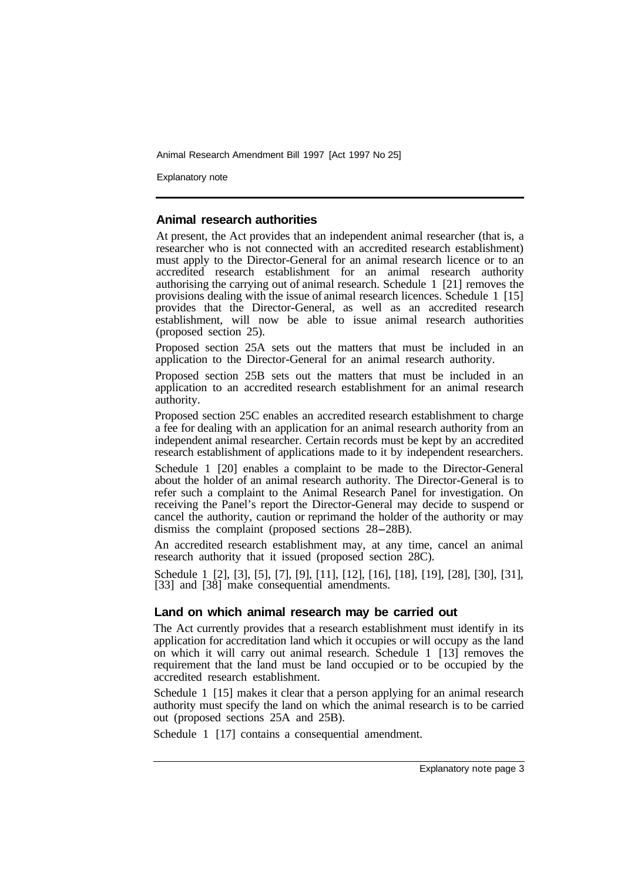### Animal research authorities

At present, the Act provides that an independent animal researcher (that is, a researcher who is not connected with an accredited research establishment) must apply to the Director-General for an animal research licence or to an accredited research establishment for an animal research authority authorising the carrying out of animal research. Schedule 1 [21] removes the provisions dealing with the issue of animal research licences. Schedule 1 [15] provides that the Director-General, as well as an accredited research establishment, will now be able to issue animal research authorities (proposed section 25).

Proposed section 25A sets out the matters that must be included in an application to the Director-General for an animal research authority.

Proposed section 25B sets out the matters that must be included in an application to an accredited research establishment for an animal research authority.

Proposed section 25C enables an accredited research establishment to charge a fee for dealing with an application for an animal research authority from an independent animal researcher. Certain records must be kept by an accredited research establishment of applications made to it by independent researchers.

Schedule 1 [20] enables a complaint to be made to the Director-General about the holder of an animal research authority. The Director-General is to refer such a complaint to the Animal Research Panel for investigation. On receiving the Panel's report the Director-General may decide to suspend or cancel the authority, caution or reprimand the holder of the authority or may dismiss the complaint (proposed sections 28–28B).

An accredited research establishment may, at any time, cancel an animal research authority that it issued (proposed section 28C).

Schedule 1 [2], [3], [5], [7], [9], [11], [12], [16], [18], [19], [28], [30], [31], [33] and [38] make consequential amendments.

### Land on which animal research may be carried out

The Act currently provides that a research establishment must identify in its application for accreditation land which it occupies or will occupy as the land on which it will carry out animal research. Schedule 1 [13] removes the requirement that the land must be land occupied or to be occupied by the accredited research establishment.

Schedule 1 [15] makes it clear that a person applying for an animal research authority must specify the land on which the animal research is to be carried out (proposed sections 25A and 25B).

Schedule 1 [17] contains a consequential amendment.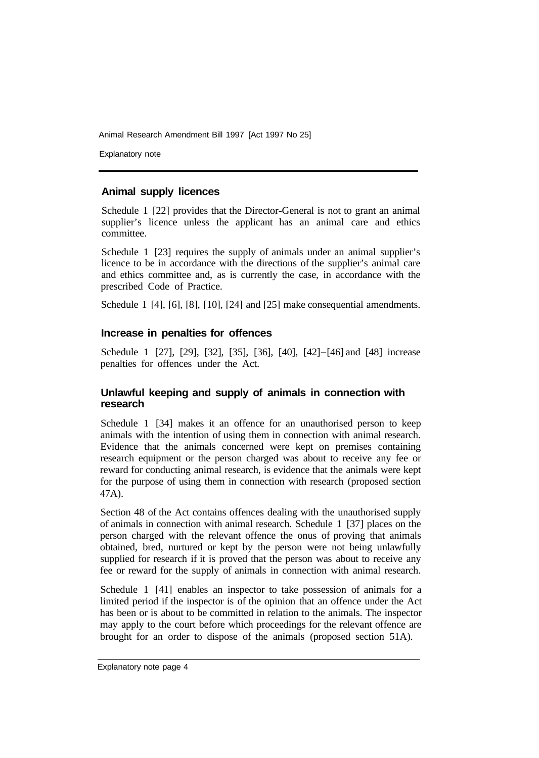## Animal supply licences

Schedule 1 [22] provides that the Director-General is not to grant an animal supplier's licence unless the applicant has an animal care and ethics committee.

Schedule 1 [23] requires the supply of animals under an animal supplier's licence to be in accordance with the directions of the supplier's animal care and ethics committee and, as is currently the case, in accordance with the prescribed Code of Practice.

Schedule 1 [4], [6], [8], [10], [24] and [25] make consequential amendments.

## Increase in penalties for offences

Schedule 1 [27], [29], [32], [35], [36], [40], [42]–[46] and [48] increase penalties for offences under the Act.

## Unlawful keeping and supply of animals in connection with research

Schedule 1 [34] makes it an offence for an unauthorised person to keep animals with the intention of using them in connection with animal research. Evidence that the animals concerned were kept on premises containing research equipment or the person charged was about to receive any fee or reward for conducting animal research, is evidence that the animals were kept for the purpose of using them in connection with research (proposed section 47A).

Section 48 of the Act contains offences dealing with the unauthorised supply of animals in connection with animal research. Schedule 1 [37] places on the person charged with the relevant offence the onus of proving that animals obtained, bred, nurtured or kept by the person were not being unlawfully supplied for research if it is proved that the person was about to receive any fee or reward for the supply of animals in connection with animal research.

Schedule 1 [41] enables an inspector to take possession of animals for a limited period if the inspector is of the opinion that an offence under the Act has been or is about to be committed in relation to the animals. The inspector may apply to the court before which proceedings for the relevant offence are brought for an order to dispose of the animals (proposed section 51A).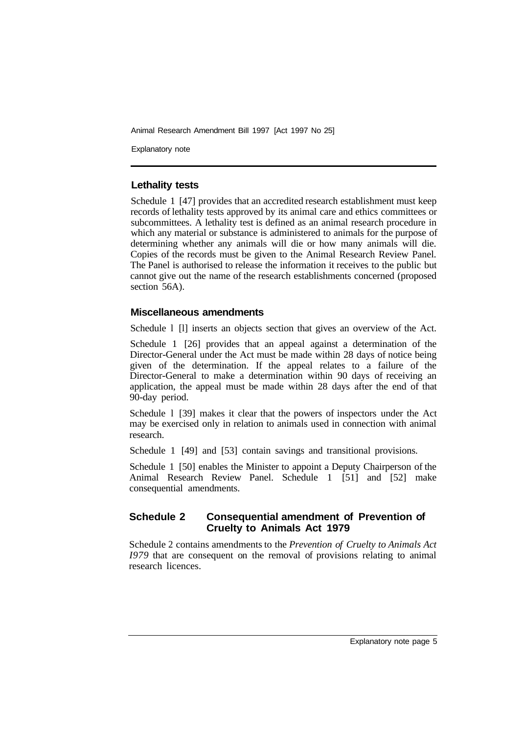#### Lethality tests

Schedule 1 [47] provides that an accredited research establishment must keep records of lethality tests approved by its animal care and ethics committees or subcommittees. A lethality test is defined as an animal research procedure in which any material or substance is administered to animals for the purpose of determining whether any animals will die or how many animals will die. Copies of the records must be given to the Animal Research Review Panel. The Panel is authorised to release the information it receives to the public but cannot give out the name of the research establishments concerned (proposed section 56A).

#### Miscellaneous amendments

Schedule l [l] inserts an objects section that gives an overview of the Act.

Schedule 1 [26] provides that an appeal against a determination of the Director-General under the Act must be made within 28 days of notice being given of the determination. If the appeal relates to a failure of the Director-General to make a determination within 90 days of receiving an application, the appeal must be made within 28 days after the end of that 90-day period.

Schedule l [39] makes it clear that the powers of inspectors under the Act may be exercised only in relation to animals used in connection with animal research.

Schedule 1 [49] and [53] contain savings and transitional provisions.

Schedule 1 [50] enables the Minister to appoint a Deputy Chairperson of the Animal Research Review Panel. Schedule 1 [51] and [52] make consequential amendments.

### Schedule 2 Consequential amendment of Prevention of Cruelty to Animals Act 1979

Schedule 2 contains amendments to the *Prevention of Cruelty to Animals Act I979* that are consequent on the removal of provisions relating to animal research licences.